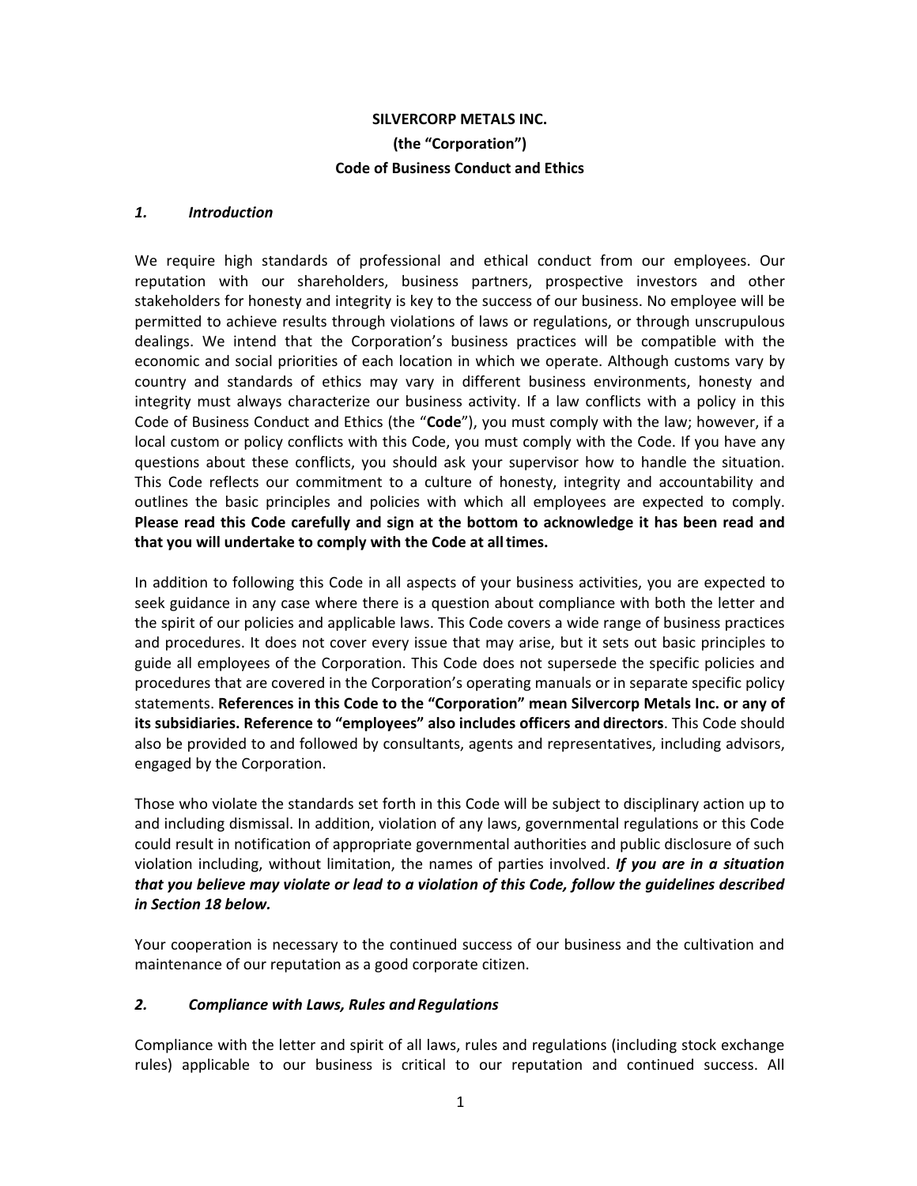# SILVERCORP METALS INC.
# (the "Corporation")
# Code of Business Conduct and Ethics

## *1. Introduction*

We require high standards of professional and ethical conduct from our employees. Our reputation with our shareholders, business partners, prospective investors and other stakeholders for honesty and integrity is key to the success of our business. No employee will be permitted to achieve results through violations of laws or regulations, or through unscrupulous dealings. We intend that the Corporation's business practices will be compatible with the economic and social priorities of each location in which we operate. Although customs vary by country and standards of ethics may vary in different business environments, honesty and integrity must always characterize our business activity. If a law conflicts with a policy in this Code of Business Conduct and Ethics (the "**Code**"), you must comply with the law; however, if a local custom or policy conflicts with this Code, you must comply with the Code. If you have any questions about these conflicts, you should ask your supervisor how to handle the situation. This Code reflects our commitment to a culture of honesty, integrity and accountability and outlines the basic principles and policies with which all employees are expected to comply. **Please read this Code carefully and sign at the bottom to acknowledge it has been read and that you will undertake to comply with the Code at all times.**

In addition to following this Code in all aspects of your business activities, you are expected to seek guidance in any case where there is a question about compliance with both the letter and the spirit of our policies and applicable laws. This Code covers a wide range of business practices and procedures. It does not cover every issue that may arise, but it sets out basic principles to guide all employees of the Corporation. This Code does not supersede the specific policies and procedures that are covered in the Corporation's operating manuals or in separate specific policy statements. **References in this Code to the "Corporation" mean Silvercorp Metals Inc. or any of its subsidiaries. Reference to "employees" also includes officers and directors**. This Code should also be provided to and followed by consultants, agents and representatives, including advisors, engaged by the Corporation.

Those who violate the standards set forth in this Code will be subject to disciplinary action up to and including dismissal. In addition, violation of any laws, governmental regulations or this Code could result in notification of appropriate governmental authorities and public disclosure of such violation including, without limitation, the names of parties involved. ***If you are in a situation that you believe may violate or lead to a violation of this Code, follow the guidelines described in Section 18 below.***

Your cooperation is necessary to the continued success of our business and the cultivation and maintenance of our reputation as a good corporate citizen.

## *2. Compliance with Laws, Rules and Regulations*

Compliance with the letter and spirit of all laws, rules and regulations (including stock exchange rules) applicable to our business is critical to our reputation and continued success. All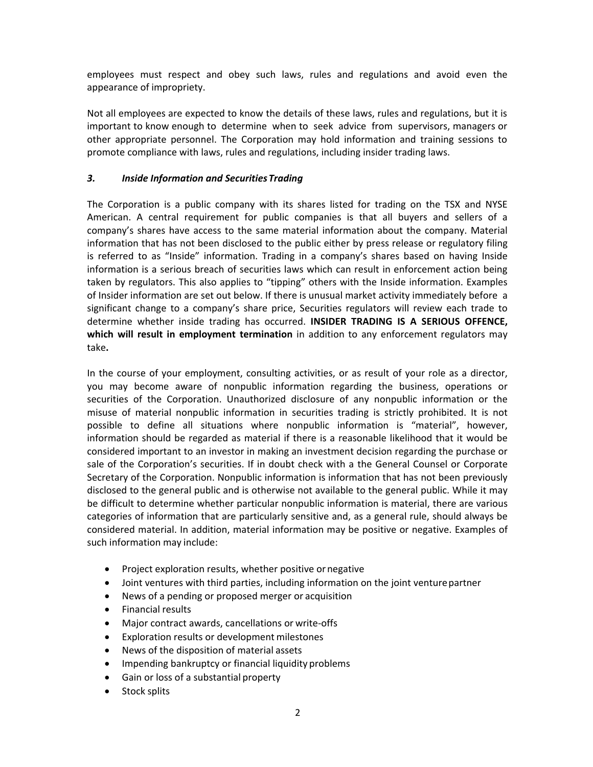employees must respect and obey such laws, rules and regulations and avoid even the appearance of impropriety.

Not all employees are expected to know the details of these laws, rules and regulations, but it is important to know enough to determine when to seek advice from supervisors, managers or other appropriate personnel. The Corporation may hold information and training sessions to promote compliance with laws, rules and regulations, including insider trading laws.

### *3. Inside Information and Securities Trading*

The Corporation is a public company with its shares listed for trading on the TSX and NYSE American. A central requirement for public companies is that all buyers and sellers of a company's shares have access to the same material information about the company. Material information that has not been disclosed to the public either by press release or regulatory filing is referred to as "Inside" information. Trading in a company's shares based on having Inside information is a serious breach of securities laws which can result in enforcement action being taken by regulators. This also applies to "tipping" others with the Inside information. Examples of Insider information are set out below. If there is unusual market activity immediately before a significant change to a company's share price, Securities regulators will review each trade to determine whether inside trading has occurred. **INSIDER TRADING IS A SERIOUS OFFENCE, which will result in employment termination** in addition to any enforcement regulators may take**.**

In the course of your employment, consulting activities, or as result of your role as a director, you may become aware of nonpublic information regarding the business, operations or securities of the Corporation. Unauthorized disclosure of any nonpublic information or the misuse of material nonpublic information in securities trading is strictly prohibited. It is not possible to define all situations where nonpublic information is "material", however, information should be regarded as material if there is a reasonable likelihood that it would be considered important to an investor in making an investment decision regarding the purchase or sale of the Corporation's securities. If in doubt check with a the General Counsel or Corporate Secretary of the Corporation. Nonpublic information is information that has not been previously disclosed to the general public and is otherwise not available to the general public. While it may be difficult to determine whether particular nonpublic information is material, there are various categories of information that are particularly sensitive and, as a general rule, should always be considered material. In addition, material information may be positive or negative. Examples of such information may include:

- Project exploration results, whether positive or negative
- Joint ventures with third parties, including information on the joint venture partner
- News of a pending or proposed merger or acquisition
- Financial results
- Major contract awards, cancellations or write-offs
- Exploration results or development milestones
- News of the disposition of material assets
- Impending bankruptcy or financial liquidity problems
- Gain or loss of a substantial property
- Stock splits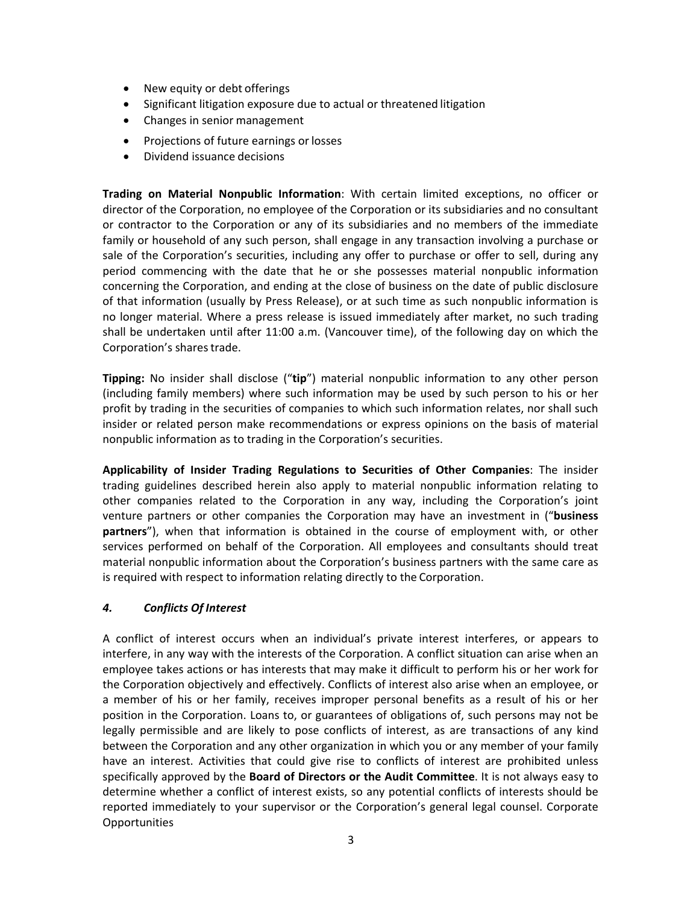- New equity or debt offerings
- Significant litigation exposure due to actual or threatened litigation
- Changes in senior management
- Projections of future earnings or losses
- Dividend issuance decisions

**Trading on Material Nonpublic Information**: With certain limited exceptions, no officer or director of the Corporation, no employee of the Corporation or its subsidiaries and no consultant or contractor to the Corporation or any of its subsidiaries and no members of the immediate family or household of any such person, shall engage in any transaction involving a purchase or sale of the Corporation's securities, including any offer to purchase or offer to sell, during any period commencing with the date that he or she possesses material nonpublic information concerning the Corporation, and ending at the close of business on the date of public disclosure of that information (usually by Press Release), or at such time as such nonpublic information is no longer material. Where a press release is issued immediately after market, no such trading shall be undertaken until after 11:00 a.m. (Vancouver time), of the following day on which the Corporation's shares trade.

**Tipping:** No insider shall disclose ("**tip**") material nonpublic information to any other person (including family members) where such information may be used by such person to his or her profit by trading in the securities of companies to which such information relates, nor shall such insider or related person make recommendations or express opinions on the basis of material nonpublic information as to trading in the Corporation's securities.

**Applicability of Insider Trading Regulations to Securities of Other Companies**: The insider trading guidelines described herein also apply to material nonpublic information relating to other companies related to the Corporation in any way, including the Corporation's joint venture partners or other companies the Corporation may have an investment in ("**business partners**"), when that information is obtained in the course of employment with, or other services performed on behalf of the Corporation. All employees and consultants should treat material nonpublic information about the Corporation's business partners with the same care as is required with respect to information relating directly to the Corporation.

### *4. Conflicts Of Interest*

A conflict of interest occurs when an individual's private interest interferes, or appears to interfere, in any way with the interests of the Corporation. A conflict situation can arise when an employee takes actions or has interests that may make it difficult to perform his or her work for the Corporation objectively and effectively. Conflicts of interest also arise when an employee, or a member of his or her family, receives improper personal benefits as a result of his or her position in the Corporation. Loans to, or guarantees of obligations of, such persons may not be legally permissible and are likely to pose conflicts of interest, as are transactions of any kind between the Corporation and any other organization in which you or any member of your family have an interest. Activities that could give rise to conflicts of interest are prohibited unless specifically approved by the **Board of Directors or the Audit Committee**. It is not always easy to determine whether a conflict of interest exists, so any potential conflicts of interests should be reported immediately to your supervisor or the Corporation's general legal counsel. Corporate Opportunities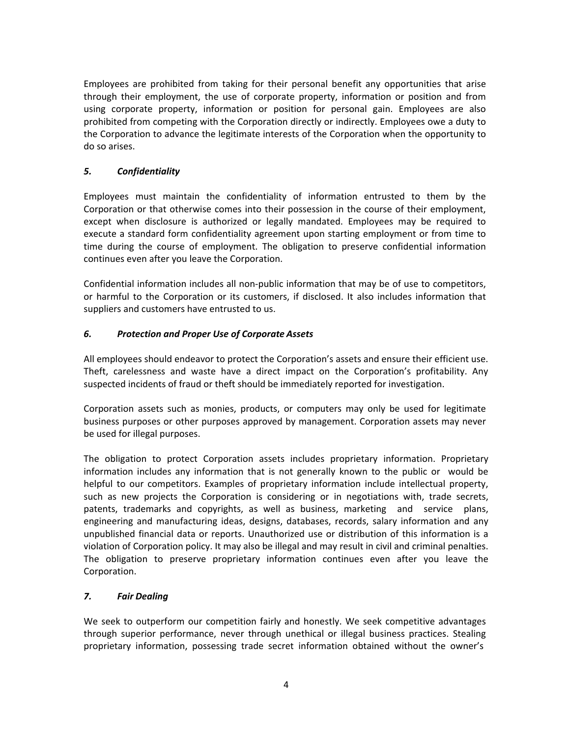Employees are prohibited from taking for their personal benefit any opportunities that arise through their employment, the use of corporate property, information or position and from using corporate property, information or position for personal gain. Employees are also prohibited from competing with the Corporation directly or indirectly. Employees owe a duty to the Corporation to advance the legitimate interests of the Corporation when the opportunity to do so arises.

### *5. Confidentiality*

Employees must maintain the confidentiality of information entrusted to them by the Corporation or that otherwise comes into their possession in the course of their employment, except when disclosure is authorized or legally mandated. Employees may be required to execute a standard form confidentiality agreement upon starting employment or from time to time during the course of employment. The obligation to preserve confidential information continues even after you leave the Corporation.

Confidential information includes all non-public information that may be of use to competitors, or harmful to the Corporation or its customers, if disclosed. It also includes information that suppliers and customers have entrusted to us.

### *6. Protection and Proper Use of Corporate Assets*

All employees should endeavor to protect the Corporation's assets and ensure their efficient use. Theft, carelessness and waste have a direct impact on the Corporation's profitability. Any suspected incidents of fraud or theft should be immediately reported for investigation.

Corporation assets such as monies, products, or computers may only be used for legitimate business purposes or other purposes approved by management. Corporation assets may never be used for illegal purposes.

The obligation to protect Corporation assets includes proprietary information. Proprietary information includes any information that is not generally known to the public or would be helpful to our competitors. Examples of proprietary information include intellectual property, such as new projects the Corporation is considering or in negotiations with, trade secrets, patents, trademarks and copyrights, as well as business, marketing and service plans, engineering and manufacturing ideas, designs, databases, records, salary information and any unpublished financial data or reports. Unauthorized use or distribution of this information is a violation of Corporation policy. It may also be illegal and may result in civil and criminal penalties. The obligation to preserve proprietary information continues even after you leave the Corporation.

### *7. Fair Dealing*

We seek to outperform our competition fairly and honestly. We seek competitive advantages through superior performance, never through unethical or illegal business practices. Stealing proprietary information, possessing trade secret information obtained without the owner's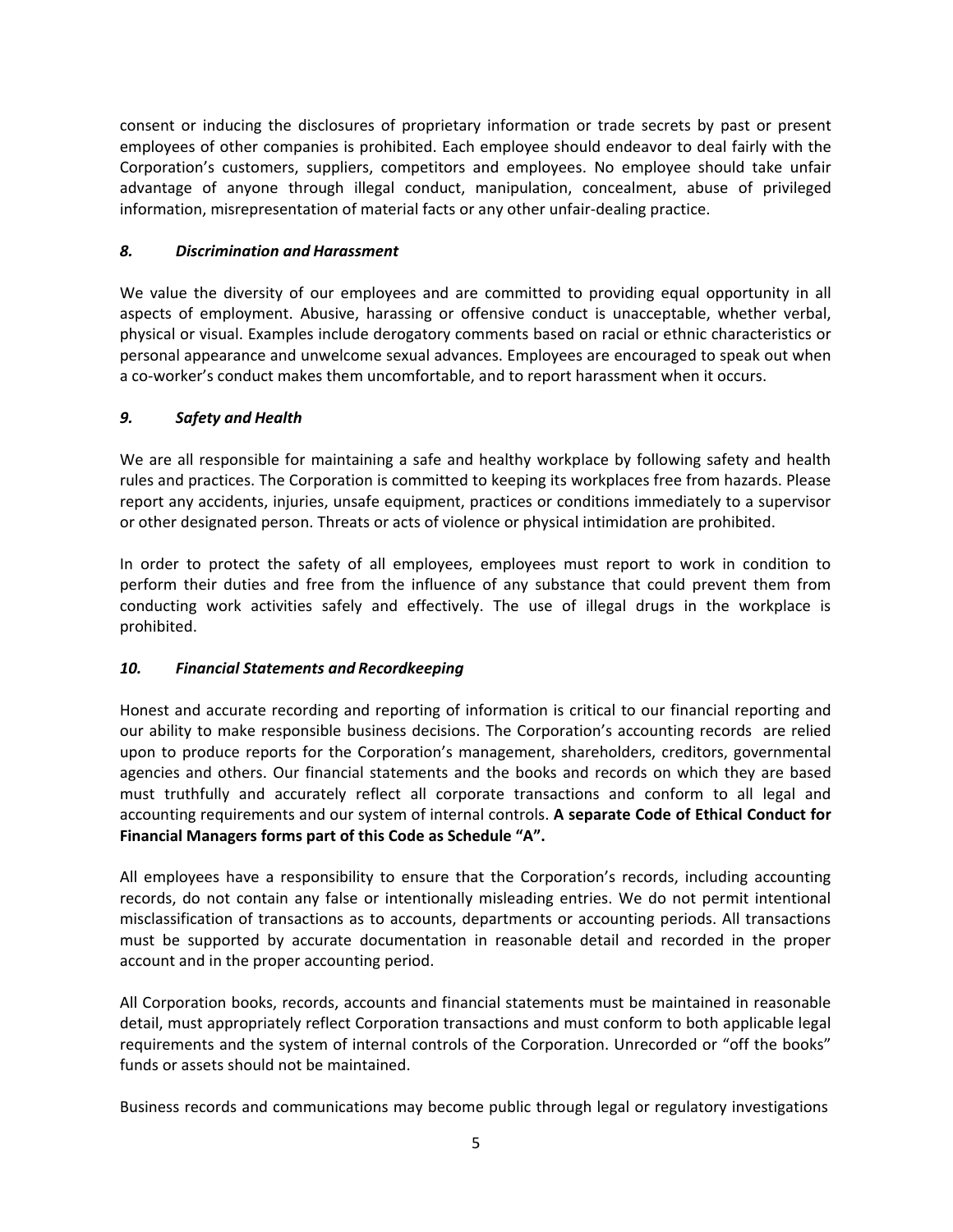consent or inducing the disclosures of proprietary information or trade secrets by past or present employees of other companies is prohibited. Each employee should endeavor to deal fairly with the Corporation's customers, suppliers, competitors and employees. No employee should take unfair advantage of anyone through illegal conduct, manipulation, concealment, abuse of privileged information, misrepresentation of material facts or any other unfair-dealing practice.

### *8. Discrimination and Harassment*

We value the diversity of our employees and are committed to providing equal opportunity in all aspects of employment. Abusive, harassing or offensive conduct is unacceptable, whether verbal, physical or visual. Examples include derogatory comments based on racial or ethnic characteristics or personal appearance and unwelcome sexual advances. Employees are encouraged to speak out when a co-worker's conduct makes them uncomfortable, and to report harassment when it occurs.

### *9. Safety and Health*

We are all responsible for maintaining a safe and healthy workplace by following safety and health rules and practices. The Corporation is committed to keeping its workplaces free from hazards. Please report any accidents, injuries, unsafe equipment, practices or conditions immediately to a supervisor or other designated person. Threats or acts of violence or physical intimidation are prohibited.

In order to protect the safety of all employees, employees must report to work in condition to perform their duties and free from the influence of any substance that could prevent them from conducting work activities safely and effectively. The use of illegal drugs in the workplace is prohibited.

### *10. Financial Statements and Recordkeeping*

Honest and accurate recording and reporting of information is critical to our financial reporting and our ability to make responsible business decisions. The Corporation's accounting records are relied upon to produce reports for the Corporation's management, shareholders, creditors, governmental agencies and others. Our financial statements and the books and records on which they are based must truthfully and accurately reflect all corporate transactions and conform to all legal and accounting requirements and our system of internal controls. **A separate Code of Ethical Conduct for Financial Managers forms part of this Code as Schedule "A".**

All employees have a responsibility to ensure that the Corporation's records, including accounting records, do not contain any false or intentionally misleading entries. We do not permit intentional misclassification of transactions as to accounts, departments or accounting periods. All transactions must be supported by accurate documentation in reasonable detail and recorded in the proper account and in the proper accounting period.

All Corporation books, records, accounts and financial statements must be maintained in reasonable detail, must appropriately reflect Corporation transactions and must conform to both applicable legal requirements and the system of internal controls of the Corporation. Unrecorded or "off the books" funds or assets should not be maintained.

Business records and communications may become public through legal or regulatory investigations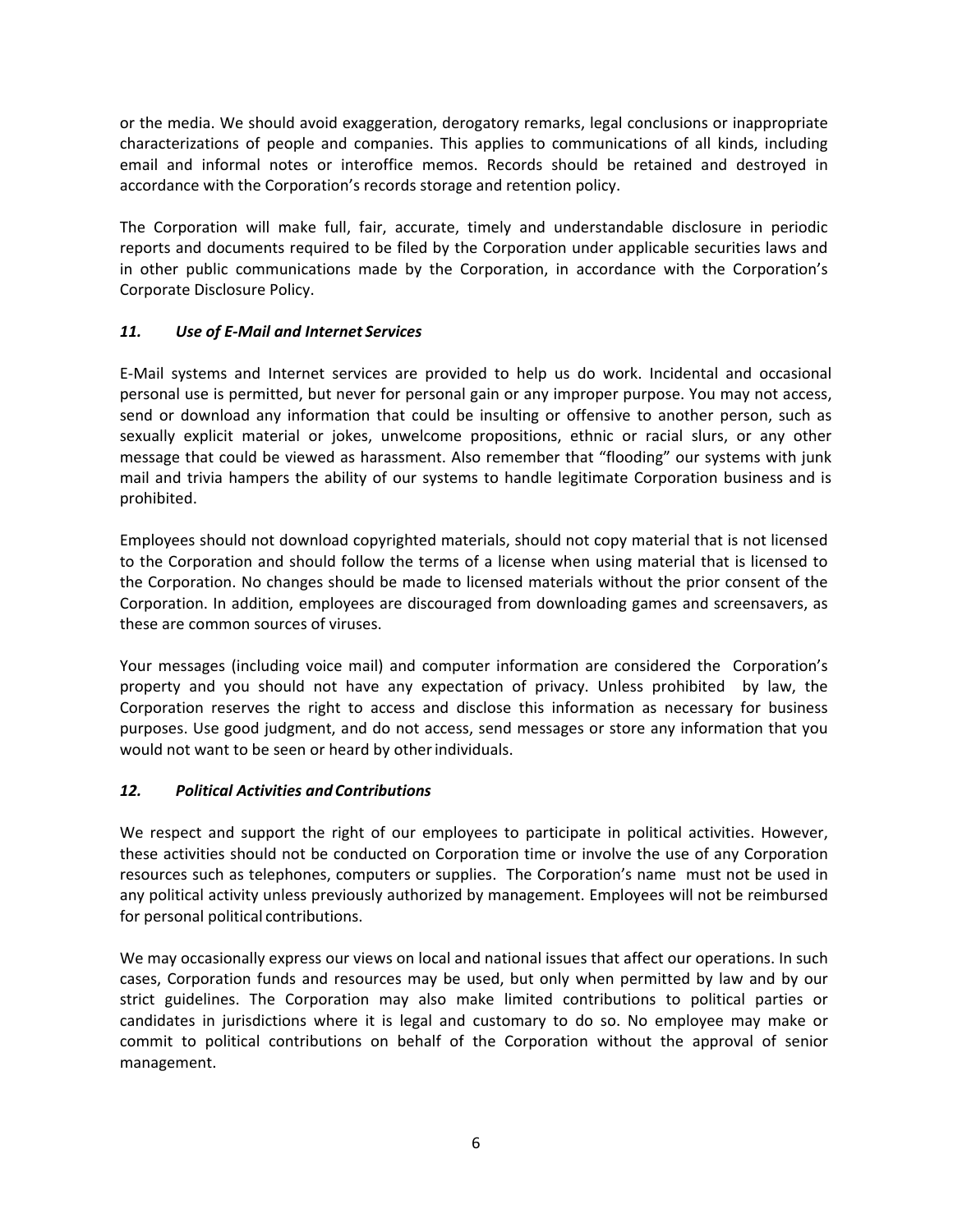or the media. We should avoid exaggeration, derogatory remarks, legal conclusions or inappropriate characterizations of people and companies. This applies to communications of all kinds, including email and informal notes or interoffice memos. Records should be retained and destroyed in accordance with the Corporation's records storage and retention policy.

The Corporation will make full, fair, accurate, timely and understandable disclosure in periodic reports and documents required to be filed by the Corporation under applicable securities laws and in other public communications made by the Corporation, in accordance with the Corporation's Corporate Disclosure Policy.

### *11. Use of E-Mail and Internet Services*

E-Mail systems and Internet services are provided to help us do work. Incidental and occasional personal use is permitted, but never for personal gain or any improper purpose. You may not access, send or download any information that could be insulting or offensive to another person, such as sexually explicit material or jokes, unwelcome propositions, ethnic or racial slurs, or any other message that could be viewed as harassment. Also remember that "flooding" our systems with junk mail and trivia hampers the ability of our systems to handle legitimate Corporation business and is prohibited.

Employees should not download copyrighted materials, should not copy material that is not licensed to the Corporation and should follow the terms of a license when using material that is licensed to the Corporation. No changes should be made to licensed materials without the prior consent of the Corporation. In addition, employees are discouraged from downloading games and screensavers, as these are common sources of viruses.

Your messages (including voice mail) and computer information are considered the Corporation's property and you should not have any expectation of privacy. Unless prohibited by law, the Corporation reserves the right to access and disclose this information as necessary for business purposes. Use good judgment, and do not access, send messages or store any information that you would not want to be seen or heard by other individuals.

### *12. Political Activities and Contributions*

We respect and support the right of our employees to participate in political activities. However, these activities should not be conducted on Corporation time or involve the use of any Corporation resources such as telephones, computers or supplies. The Corporation's name must not be used in any political activity unless previously authorized by management. Employees will not be reimbursed for personal political contributions.

We may occasionally express our views on local and national issues that affect our operations. In such cases, Corporation funds and resources may be used, but only when permitted by law and by our strict guidelines. The Corporation may also make limited contributions to political parties or candidates in jurisdictions where it is legal and customary to do so. No employee may make or commit to political contributions on behalf of the Corporation without the approval of senior management.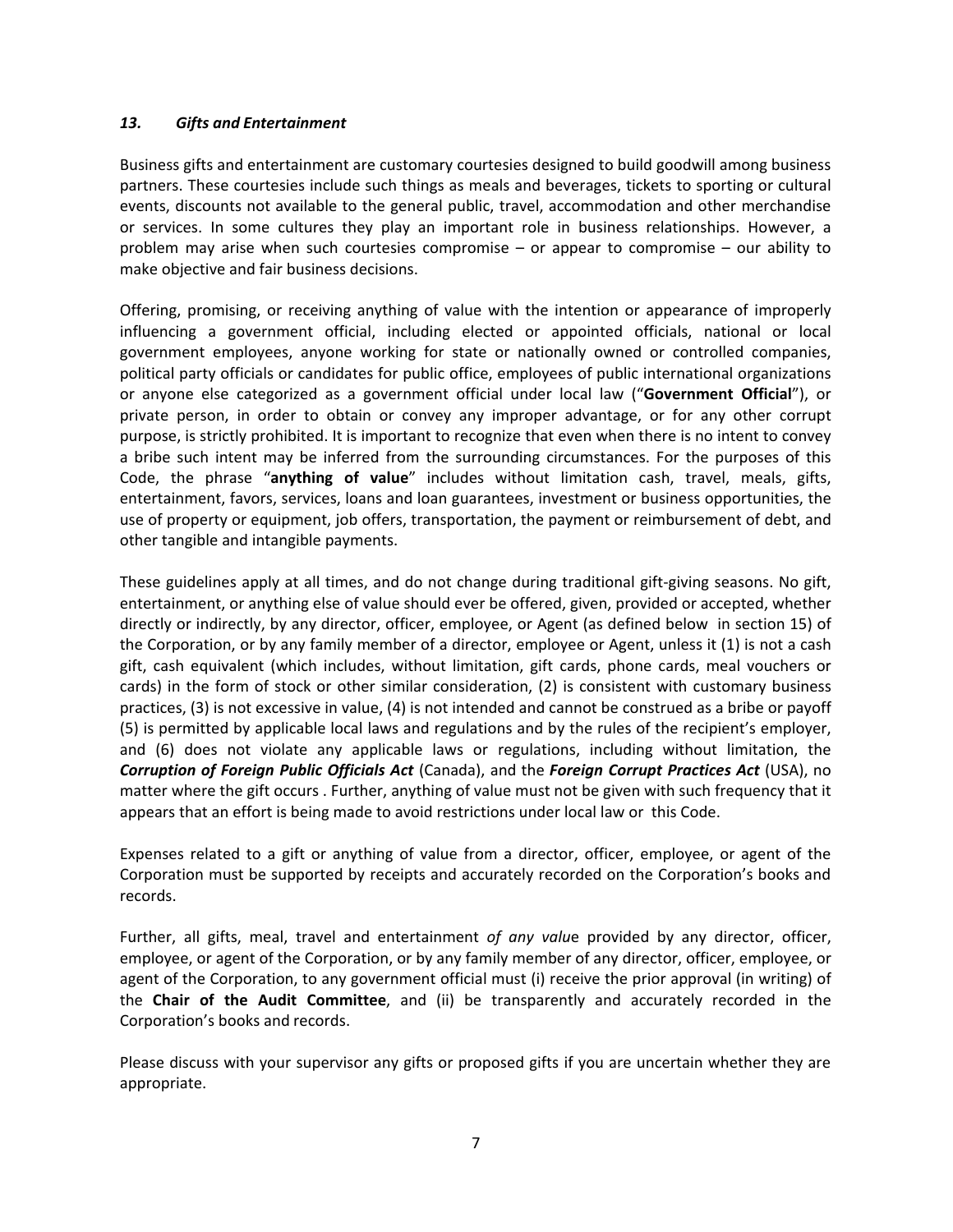### *13. Gifts and Entertainment*

Business gifts and entertainment are customary courtesies designed to build goodwill among business partners. These courtesies include such things as meals and beverages, tickets to sporting or cultural events, discounts not available to the general public, travel, accommodation and other merchandise or services. In some cultures they play an important role in business relationships. However, a problem may arise when such courtesies compromise – or appear to compromise – our ability to make objective and fair business decisions.

Offering, promising, or receiving anything of value with the intention or appearance of improperly influencing a government official, including elected or appointed officials, national or local government employees, anyone working for state or nationally owned or controlled companies, political party officials or candidates for public office, employees of public international organizations or anyone else categorized as a government official under local law ("**Government Official**"), or private person, in order to obtain or convey any improper advantage, or for any other corrupt purpose, is strictly prohibited. It is important to recognize that even when there is no intent to convey a bribe such intent may be inferred from the surrounding circumstances. For the purposes of this Code, the phrase "**anything of value**" includes without limitation cash, travel, meals, gifts, entertainment, favors, services, loans and loan guarantees, investment or business opportunities, the use of property or equipment, job offers, transportation, the payment or reimbursement of debt, and other tangible and intangible payments.

These guidelines apply at all times, and do not change during traditional gift-giving seasons. No gift, entertainment, or anything else of value should ever be offered, given, provided or accepted, whether directly or indirectly, by any director, officer, employee, or Agent (as defined below in section 15) of the Corporation, or by any family member of a director, employee or Agent, unless it (1) is not a cash gift, cash equivalent (which includes, without limitation, gift cards, phone cards, meal vouchers or cards) in the form of stock or other similar consideration, (2) is consistent with customary business practices, (3) is not excessive in value, (4) is not intended and cannot be construed as a bribe or payoff (5) is permitted by applicable local laws and regulations and by the rules of the recipient's employer, and (6) does not violate any applicable laws or regulations, including without limitation, the ***Corruption of Foreign Public Officials Act*** (Canada), and the ***Foreign Corrupt Practices Act*** (USA), no matter where the gift occurs . Further, anything of value must not be given with such frequency that it appears that an effort is being made to avoid restrictions under local law or this Code.

Expenses related to a gift or anything of value from a director, officer, employee, or agent of the Corporation must be supported by receipts and accurately recorded on the Corporation's books and records.

Further, all gifts, meal, travel and entertainment *of any value* provided by any director, officer, employee, or agent of the Corporation, or by any family member of any director, officer, employee, or agent of the Corporation, to any government official must (i) receive the prior approval (in writing) of the **Chair of the Audit Committee**, and (ii) be transparently and accurately recorded in the Corporation's books and records.

Please discuss with your supervisor any gifts or proposed gifts if you are uncertain whether they are appropriate.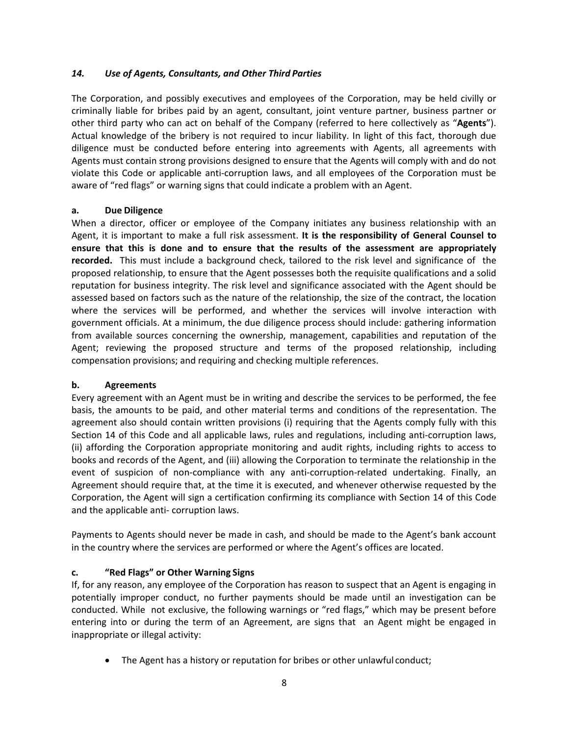### *14. Use of Agents, Consultants, and Other Third Parties*

The Corporation, and possibly executives and employees of the Corporation, may be held civilly or criminally liable for bribes paid by an agent, consultant, joint venture partner, business partner or other third party who can act on behalf of the Company (referred to here collectively as "**Agents**"). Actual knowledge of the bribery is not required to incur liability. In light of this fact, thorough due diligence must be conducted before entering into agreements with Agents, all agreements with Agents must contain strong provisions designed to ensure that the Agents will comply with and do not violate this Code or applicable anti-corruption laws, and all employees of the Corporation must be aware of "red flags" or warning signs that could indicate a problem with an Agent.

#### a. Due Diligence

When a director, officer or employee of the Company initiates any business relationship with an Agent, it is important to make a full risk assessment. **It is the responsibility of General Counsel to ensure that this is done and to ensure that the results of the assessment are appropriately recorded.** This must include a background check, tailored to the risk level and significance of the proposed relationship, to ensure that the Agent possesses both the requisite qualifications and a solid reputation for business integrity. The risk level and significance associated with the Agent should be assessed based on factors such as the nature of the relationship, the size of the contract, the location where the services will be performed, and whether the services will involve interaction with government officials. At a minimum, the due diligence process should include: gathering information from available sources concerning the ownership, management, capabilities and reputation of the Agent; reviewing the proposed structure and terms of the proposed relationship, including compensation provisions; and requiring and checking multiple references.

#### b. Agreements

Every agreement with an Agent must be in writing and describe the services to be performed, the fee basis, the amounts to be paid, and other material terms and conditions of the representation. The agreement also should contain written provisions (i) requiring that the Agents comply fully with this Section 14 of this Code and all applicable laws, rules and regulations, including anti-corruption laws, (ii) affording the Corporation appropriate monitoring and audit rights, including rights to access to books and records of the Agent, and (iii) allowing the Corporation to terminate the relationship in the event of suspicion of non-compliance with any anti-corruption-related undertaking. Finally, an Agreement should require that, at the time it is executed, and whenever otherwise requested by the Corporation, the Agent will sign a certification confirming its compliance with Section 14 of this Code and the applicable anti- corruption laws.

Payments to Agents should never be made in cash, and should be made to the Agent's bank account in the country where the services are performed or where the Agent's offices are located.

#### c. "Red Flags" or Other Warning Signs

If, for any reason, any employee of the Corporation has reason to suspect that an Agent is engaging in potentially improper conduct, no further payments should be made until an investigation can be conducted. While not exclusive, the following warnings or "red flags," which may be present before entering into or during the term of an Agreement, are signs that an Agent might be engaged in inappropriate or illegal activity:

- The Agent has a history or reputation for bribes or other unlawful conduct;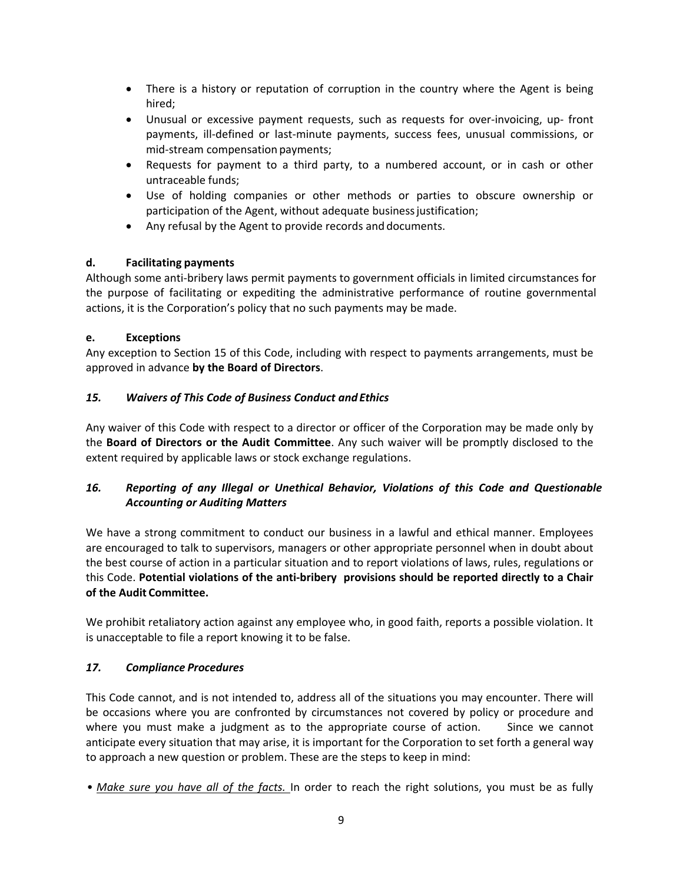- There is a history or reputation of corruption in the country where the Agent is being hired;
- Unusual or excessive payment requests, such as requests for over-invoicing, up- front payments, ill-defined or last-minute payments, success fees, unusual commissions, or mid-stream compensation payments;
- Requests for payment to a third party, to a numbered account, or in cash or other untraceable funds;
- Use of holding companies or other methods or parties to obscure ownership or participation of the Agent, without adequate business justification;
- Any refusal by the Agent to provide records and documents.

**d. Facilitating payments**

Although some anti-bribery laws permit payments to government officials in limited circumstances for the purpose of facilitating or expediting the administrative performance of routine governmental actions, it is the Corporation's policy that no such payments may be made.

**e. Exceptions**

Any exception to Section 15 of this Code, including with respect to payments arrangements, must be approved in advance **by the Board of Directors**.

### *15. Waivers of This Code of Business Conduct and Ethics*

Any waiver of this Code with respect to a director or officer of the Corporation may be made only by the **Board of Directors or the Audit Committee**. Any such waiver will be promptly disclosed to the extent required by applicable laws or stock exchange regulations.

### *16. Reporting of any Illegal or Unethical Behavior, Violations of this Code and Questionable Accounting or Auditing Matters*

We have a strong commitment to conduct our business in a lawful and ethical manner. Employees are encouraged to talk to supervisors, managers or other appropriate personnel when in doubt about the best course of action in a particular situation and to report violations of laws, rules, regulations or this Code. **Potential violations of the anti-bribery provisions should be reported directly to a Chair of the Audit Committee.**

We prohibit retaliatory action against any employee who, in good faith, reports a possible violation. It is unacceptable to file a report knowing it to be false.

### *17. Compliance Procedures*

This Code cannot, and is not intended to, address all of the situations you may encounter. There will be occasions where you are confronted by circumstances not covered by policy or procedure and where you must make a judgment as to the appropriate course of action. Since we cannot anticipate every situation that may arise, it is important for the Corporation to set forth a general way to approach a new question or problem. These are the steps to keep in mind:

• *Make sure you have all of the facts.* In order to reach the right solutions, you must be as fully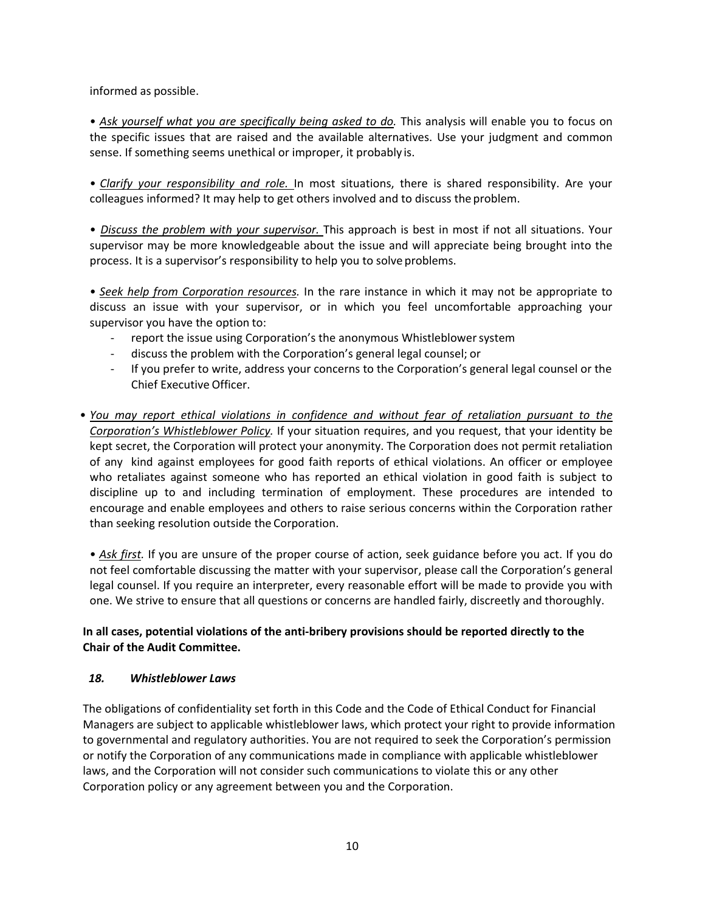informed as possible.

- *Ask yourself what you are specifically being asked to do.* This analysis will enable you to focus on the specific issues that are raised and the available alternatives. Use your judgment and common sense. If something seems unethical or improper, it probably is.

- *Clarify your responsibility and role.* In most situations, there is shared responsibility. Are your colleagues informed? It may help to get others involved and to discuss the problem.

- *Discuss the problem with your supervisor.* This approach is best in most if not all situations. Your supervisor may be more knowledgeable about the issue and will appreciate being brought into the process. It is a supervisor's responsibility to help you to solve problems.

- *Seek help from Corporation resources.* In the rare instance in which it may not be appropriate to discuss an issue with your supervisor, or in which you feel uncomfortable approaching your supervisor you have the option to:
  - report the issue using Corporation's the anonymous Whistleblower system
  - discuss the problem with the Corporation's general legal counsel; or
  - If you prefer to write, address your concerns to the Corporation's general legal counsel or the Chief Executive Officer.

- *You may report ethical violations in confidence and without fear of retaliation pursuant to the Corporation's Whistleblower Policy.* If your situation requires, and you request, that your identity be kept secret, the Corporation will protect your anonymity. The Corporation does not permit retaliation of any kind against employees for good faith reports of ethical violations. An officer or employee who retaliates against someone who has reported an ethical violation in good faith is subject to discipline up to and including termination of employment. These procedures are intended to encourage and enable employees and others to raise serious concerns within the Corporation rather than seeking resolution outside the Corporation.

- *Ask first.* If you are unsure of the proper course of action, seek guidance before you act. If you do not feel comfortable discussing the matter with your supervisor, please call the Corporation's general legal counsel. If you require an interpreter, every reasonable effort will be made to provide you with one. We strive to ensure that all questions or concerns are handled fairly, discreetly and thoroughly.

**In all cases, potential violations of the anti-bribery provisions should be reported directly to the Chair of the Audit Committee.**

### *18. Whistleblower Laws*

The obligations of confidentiality set forth in this Code and the Code of Ethical Conduct for Financial Managers are subject to applicable whistleblower laws, which protect your right to provide information to governmental and regulatory authorities. You are not required to seek the Corporation's permission or notify the Corporation of any communications made in compliance with applicable whistleblower laws, and the Corporation will not consider such communications to violate this or any other Corporation policy or any agreement between you and the Corporation.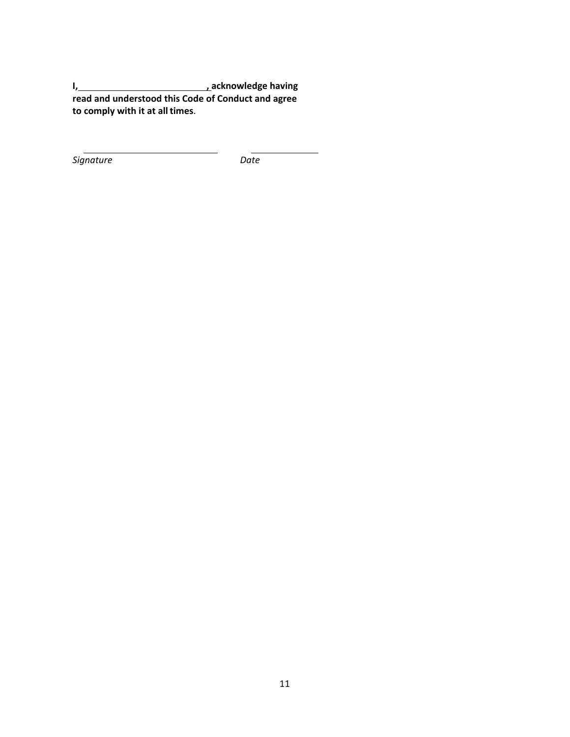**I, \_\_\_\_\_\_\_\_\_\_\_\_\_\_\_\_\_\_\_\_\_\_\_\_\_\_, acknowledge having read and understood this Code of Conduct and agree to comply with it at all times**.

\_\_\_\_\_\_\_\_\_\_\_\_\_\_\_\_\_\_\_\_\_\_\_\_\_\_\_\_ \_\_\_\_\_\_\_\_\_\_\_\_\_\_

*Signature* *Date*